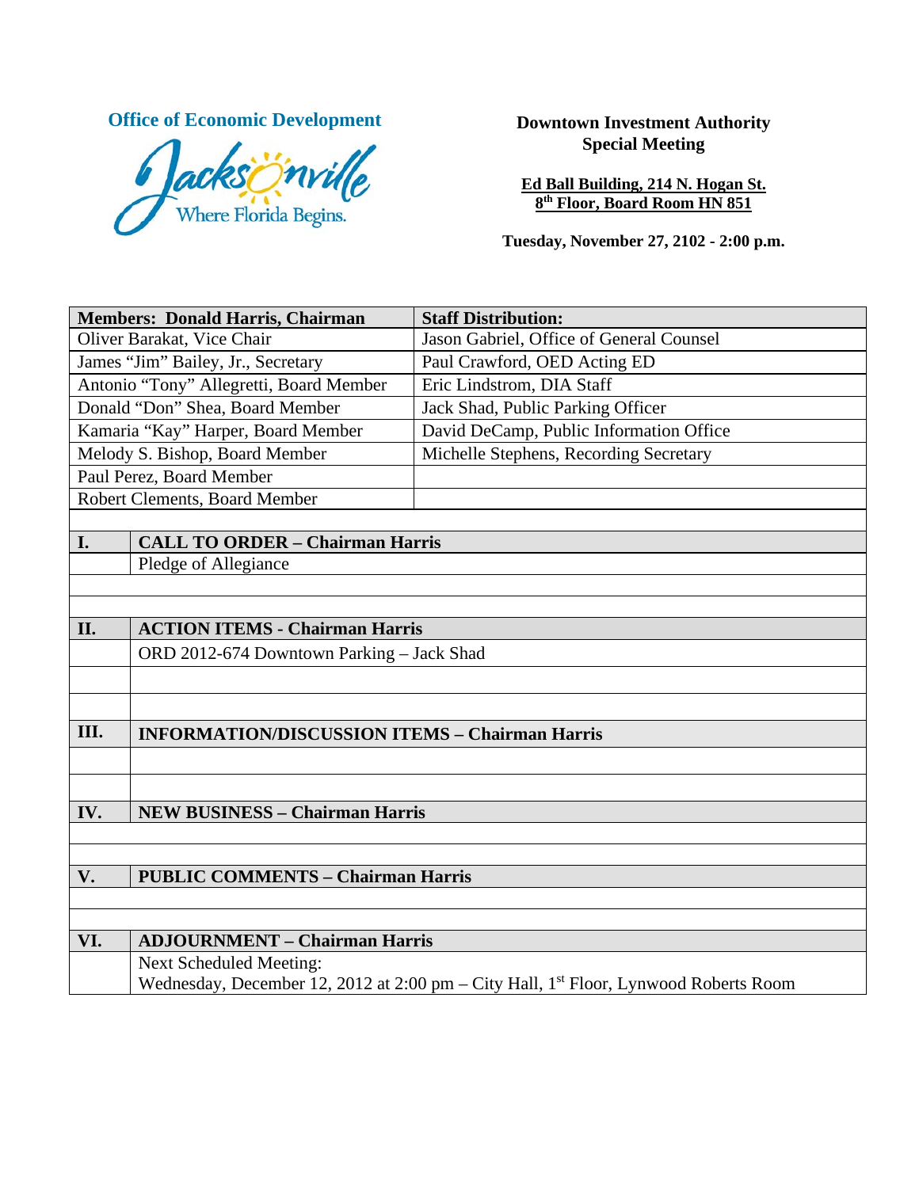**Office of Economic Development**

Jacksonville
Where Florida Begins.

**Downtown Investment Authority**
**Special Meeting**

**Ed Ball Building, 214 N. Hogan St.**
**8th Floor, Board Room HN 851**

**Tuesday, November 27, 2102 - 2:00 p.m.**

| **Members: Donald Harris, Chairman** | **Staff Distribution:** |
|---|---|
| Oliver Barakat, Vice Chair | Jason Gabriel, Office of General Counsel |
| James "Jim" Bailey, Jr., Secretary | Paul Crawford, OED Acting ED |
| Antonio "Tony" Allegretti, Board Member | Eric Lindstrom, DIA Staff |
| Donald "Don" Shea, Board Member | Jack Shad, Public Parking Officer |
| Kamaria "Kay" Harper, Board Member | David DeCamp, Public Information Office |
| Melody S. Bishop, Board Member | Michelle Stephens, Recording Secretary |
| Paul Perez, Board Member | |
| Robert Clements, Board Member | |

| | |
|---|---|
| **I.** | **CALL TO ORDER – Chairman Harris** |
| | Pledge of Allegiance |
| **II.** | **ACTION ITEMS - Chairman Harris** |
| | ORD 2012-674 Downtown Parking – Jack Shad |
| **III.** | **INFORMATION/DISCUSSION ITEMS – Chairman Harris** |
| **IV.** | **NEW BUSINESS – Chairman Harris** |
| **V.** | **PUBLIC COMMENTS – Chairman Harris** |
| **VI.** | **ADJOURNMENT – Chairman Harris** |
| | Next Scheduled Meeting: Wednesday, December 12, 2012 at 2:00 pm – City Hall, 1st Floor, Lynwood Roberts Room |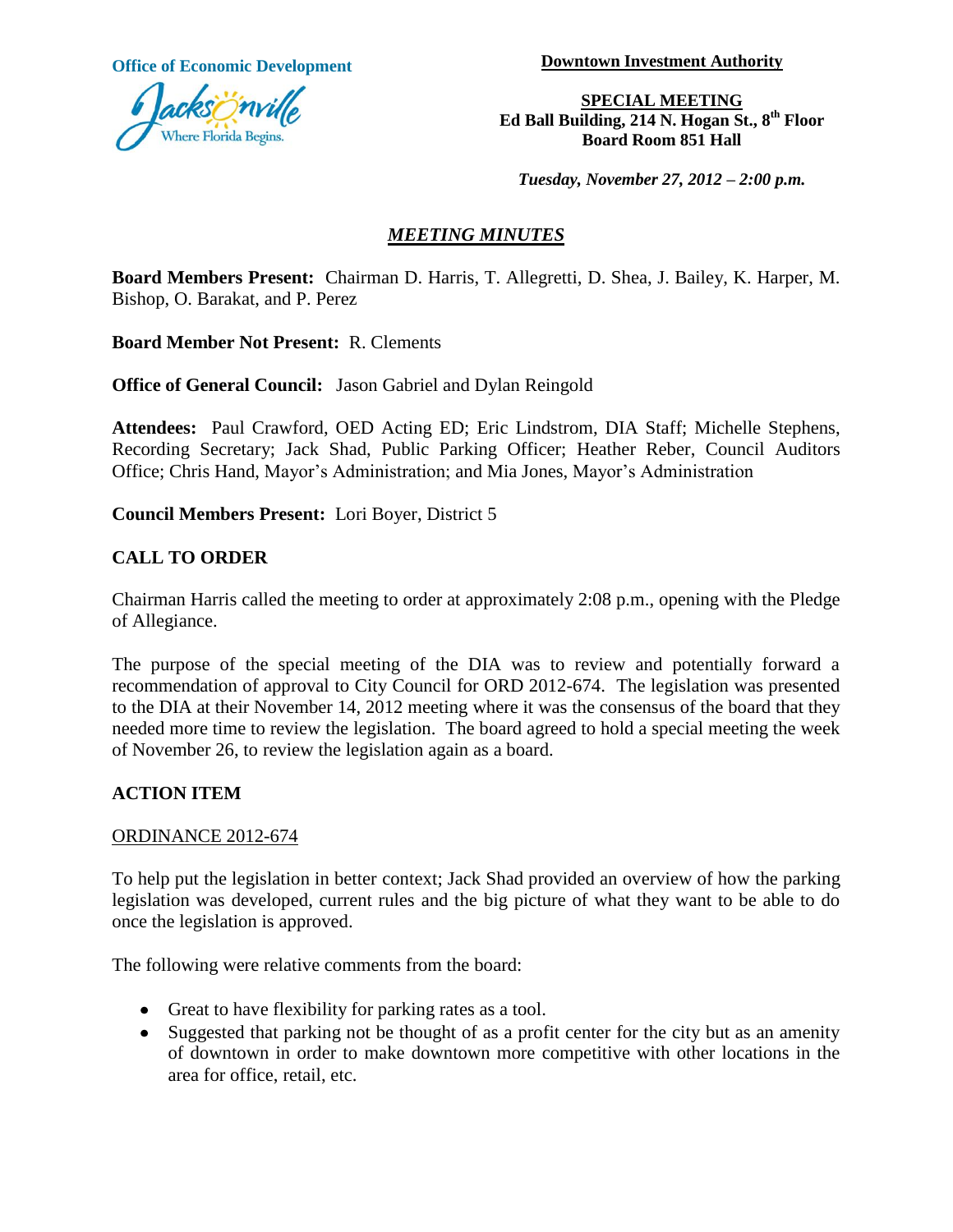**Office of Economic Development**

**Downtown Investment Authority**

**SPECIAL MEETING**
**Ed Ball Building, 214 N. Hogan St., 8th Floor**
**Board Room 851 Hall**

***Tuesday, November 27, 2012 – 2:00 p.m.***

## *MEETING MINUTES*

**Board Members Present:** Chairman D. Harris, T. Allegretti, D. Shea, J. Bailey, K. Harper, M. Bishop, O. Barakat, and P. Perez

**Board Member Not Present:** R. Clements

**Office of General Council:** Jason Gabriel and Dylan Reingold

**Attendees:** Paul Crawford, OED Acting ED; Eric Lindstrom, DIA Staff; Michelle Stephens, Recording Secretary; Jack Shad, Public Parking Officer; Heather Reber, Council Auditors Office; Chris Hand, Mayor's Administration; and Mia Jones, Mayor's Administration

**Council Members Present:** Lori Boyer, District 5

## CALL TO ORDER

Chairman Harris called the meeting to order at approximately 2:08 p.m., opening with the Pledge of Allegiance.

The purpose of the special meeting of the DIA was to review and potentially forward a recommendation of approval to City Council for ORD 2012-674. The legislation was presented to the DIA at their November 14, 2012 meeting where it was the consensus of the board that they needed more time to review the legislation. The board agreed to hold a special meeting the week of November 26, to review the legislation again as a board.

## ACTION ITEM

ORDINANCE 2012-674

To help put the legislation in better context; Jack Shad provided an overview of how the parking legislation was developed, current rules and the big picture of what they want to be able to do once the legislation is approved.

The following were relative comments from the board:

- Great to have flexibility for parking rates as a tool.
- Suggested that parking not be thought of as a profit center for the city but as an amenity of downtown in order to make downtown more competitive with other locations in the area for office, retail, etc.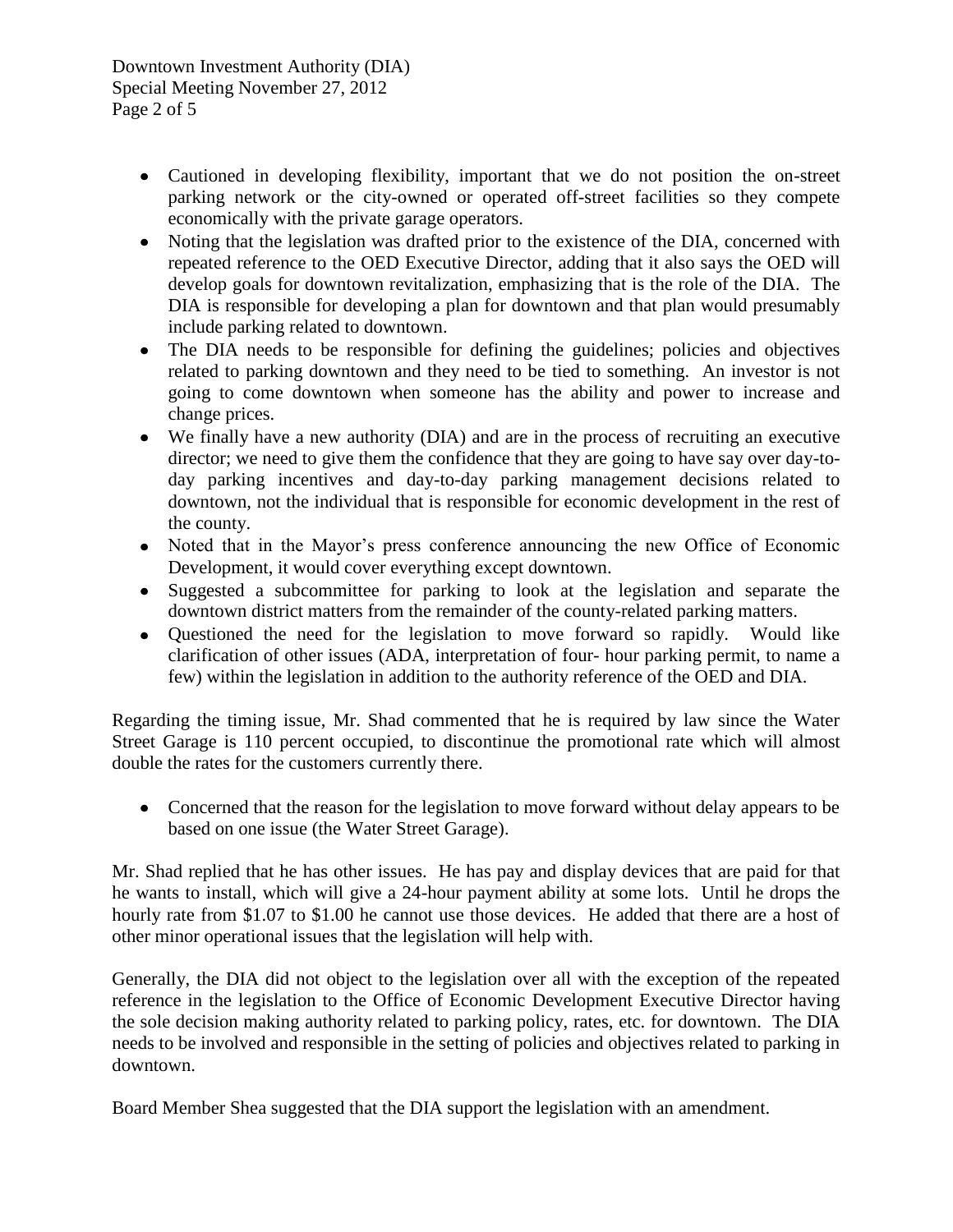- Cautioned in developing flexibility, important that we do not position the on-street parking network or the city-owned or operated off-street facilities so they compete economically with the private garage operators.
- Noting that the legislation was drafted prior to the existence of the DIA, concerned with repeated reference to the OED Executive Director, adding that it also says the OED will develop goals for downtown revitalization, emphasizing that is the role of the DIA. The DIA is responsible for developing a plan for downtown and that plan would presumably include parking related to downtown.
- The DIA needs to be responsible for defining the guidelines; policies and objectives related to parking downtown and they need to be tied to something. An investor is not going to come downtown when someone has the ability and power to increase and change prices.
- We finally have a new authority (DIA) and are in the process of recruiting an executive director; we need to give them the confidence that they are going to have say over day-to-day parking incentives and day-to-day parking management decisions related to downtown, not the individual that is responsible for economic development in the rest of the county.
- Noted that in the Mayor's press conference announcing the new Office of Economic Development, it would cover everything except downtown.
- Suggested a subcommittee for parking to look at the legislation and separate the downtown district matters from the remainder of the county-related parking matters.
- Questioned the need for the legislation to move forward so rapidly. Would like clarification of other issues (ADA, interpretation of four- hour parking permit, to name a few) within the legislation in addition to the authority reference of the OED and DIA.

Regarding the timing issue, Mr. Shad commented that he is required by law since the Water Street Garage is 110 percent occupied, to discontinue the promotional rate which will almost double the rates for the customers currently there.

- Concerned that the reason for the legislation to move forward without delay appears to be based on one issue (the Water Street Garage).

Mr. Shad replied that he has other issues. He has pay and display devices that are paid for that he wants to install, which will give a 24-hour payment ability at some lots. Until he drops the hourly rate from $1.07 to $1.00 he cannot use those devices. He added that there are a host of other minor operational issues that the legislation will help with.

Generally, the DIA did not object to the legislation over all with the exception of the repeated reference in the legislation to the Office of Economic Development Executive Director having the sole decision making authority related to parking policy, rates, etc. for downtown. The DIA needs to be involved and responsible in the setting of policies and objectives related to parking in downtown.

Board Member Shea suggested that the DIA support the legislation with an amendment.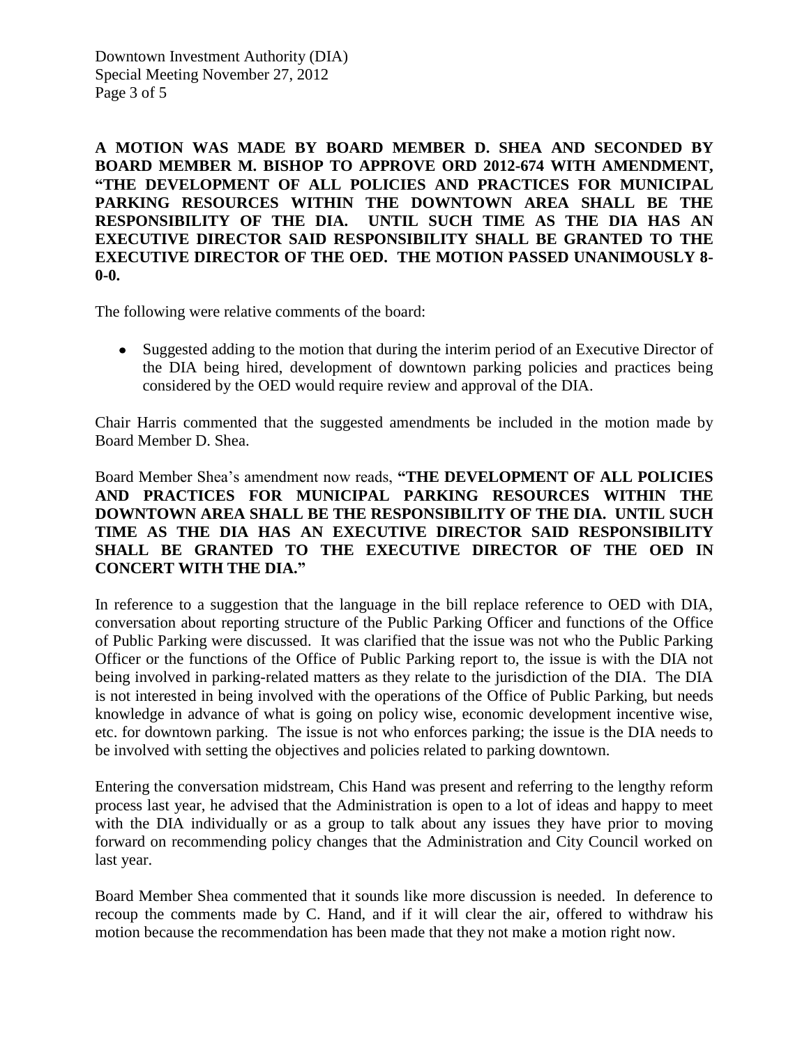**A MOTION WAS MADE BY BOARD MEMBER D. SHEA AND SECONDED BY BOARD MEMBER M. BISHOP TO APPROVE ORD 2012-674 WITH AMENDMENT, "THE DEVELOPMENT OF ALL POLICIES AND PRACTICES FOR MUNICIPAL PARKING RESOURCES WITHIN THE DOWNTOWN AREA SHALL BE THE RESPONSIBILITY OF THE DIA. UNTIL SUCH TIME AS THE DIA HAS AN EXECUTIVE DIRECTOR SAID RESPONSIBILITY SHALL BE GRANTED TO THE EXECUTIVE DIRECTOR OF THE OED. THE MOTION PASSED UNANIMOUSLY 8-0-0.**

The following were relative comments of the board:

- Suggested adding to the motion that during the interim period of an Executive Director of the DIA being hired, development of downtown parking policies and practices being considered by the OED would require review and approval of the DIA.

Chair Harris commented that the suggested amendments be included in the motion made by Board Member D. Shea.

Board Member Shea's amendment now reads, **"THE DEVELOPMENT OF ALL POLICIES AND PRACTICES FOR MUNICIPAL PARKING RESOURCES WITHIN THE DOWNTOWN AREA SHALL BE THE RESPONSIBILITY OF THE DIA. UNTIL SUCH TIME AS THE DIA HAS AN EXECUTIVE DIRECTOR SAID RESPONSIBILITY SHALL BE GRANTED TO THE EXECUTIVE DIRECTOR OF THE OED IN CONCERT WITH THE DIA."**

In reference to a suggestion that the language in the bill replace reference to OED with DIA, conversation about reporting structure of the Public Parking Officer and functions of the Office of Public Parking were discussed. It was clarified that the issue was not who the Public Parking Officer or the functions of the Office of Public Parking report to, the issue is with the DIA not being involved in parking-related matters as they relate to the jurisdiction of the DIA. The DIA is not interested in being involved with the operations of the Office of Public Parking, but needs knowledge in advance of what is going on policy wise, economic development incentive wise, etc. for downtown parking. The issue is not who enforces parking; the issue is the DIA needs to be involved with setting the objectives and policies related to parking downtown.

Entering the conversation midstream, Chis Hand was present and referring to the lengthy reform process last year, he advised that the Administration is open to a lot of ideas and happy to meet with the DIA individually or as a group to talk about any issues they have prior to moving forward on recommending policy changes that the Administration and City Council worked on last year.

Board Member Shea commented that it sounds like more discussion is needed. In deference to recoup the comments made by C. Hand, and if it will clear the air, offered to withdraw his motion because the recommendation has been made that they not make a motion right now.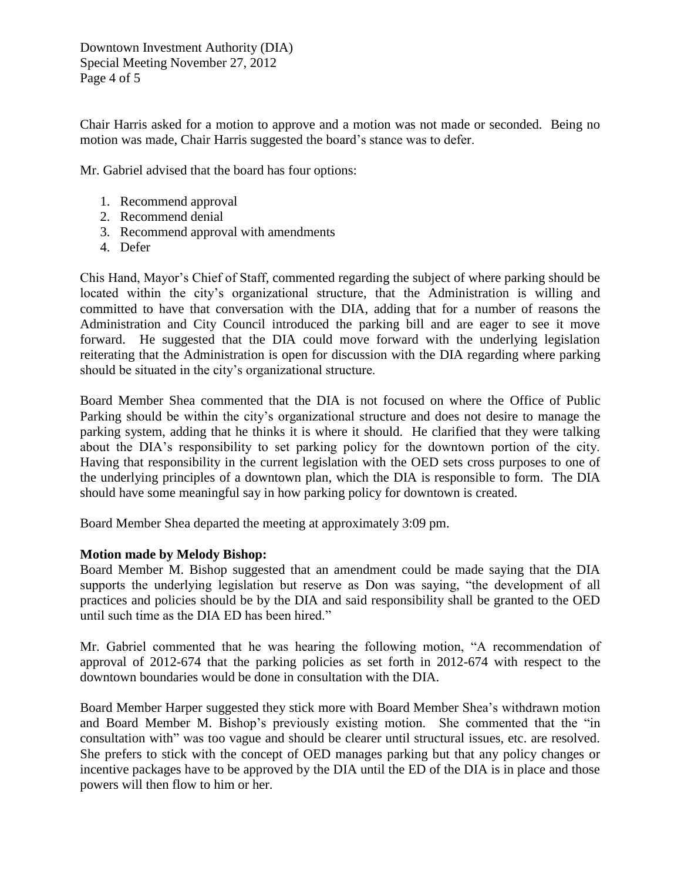Chair Harris asked for a motion to approve and a motion was not made or seconded. Being no motion was made, Chair Harris suggested the board's stance was to defer.

Mr. Gabriel advised that the board has four options:

1. Recommend approval
2. Recommend denial
3. Recommend approval with amendments
4. Defer

Chis Hand, Mayor's Chief of Staff, commented regarding the subject of where parking should be located within the city's organizational structure, that the Administration is willing and committed to have that conversation with the DIA, adding that for a number of reasons the Administration and City Council introduced the parking bill and are eager to see it move forward. He suggested that the DIA could move forward with the underlying legislation reiterating that the Administration is open for discussion with the DIA regarding where parking should be situated in the city's organizational structure.

Board Member Shea commented that the DIA is not focused on where the Office of Public Parking should be within the city's organizational structure and does not desire to manage the parking system, adding that he thinks it is where it should. He clarified that they were talking about the DIA's responsibility to set parking policy for the downtown portion of the city. Having that responsibility in the current legislation with the OED sets cross purposes to one of the underlying principles of a downtown plan, which the DIA is responsible to form. The DIA should have some meaningful say in how parking policy for downtown is created.

Board Member Shea departed the meeting at approximately 3:09 pm.

**Motion made by Melody Bishop:**
Board Member M. Bishop suggested that an amendment could be made saying that the DIA supports the underlying legislation but reserve as Don was saying, "the development of all practices and policies should be by the DIA and said responsibility shall be granted to the OED until such time as the DIA ED has been hired."

Mr. Gabriel commented that he was hearing the following motion, "A recommendation of approval of 2012-674 that the parking policies as set forth in 2012-674 with respect to the downtown boundaries would be done in consultation with the DIA.

Board Member Harper suggested they stick more with Board Member Shea's withdrawn motion and Board Member M. Bishop's previously existing motion. She commented that the "in consultation with" was too vague and should be clearer until structural issues, etc. are resolved. She prefers to stick with the concept of OED manages parking but that any policy changes or incentive packages have to be approved by the DIA until the ED of the DIA is in place and those powers will then flow to him or her.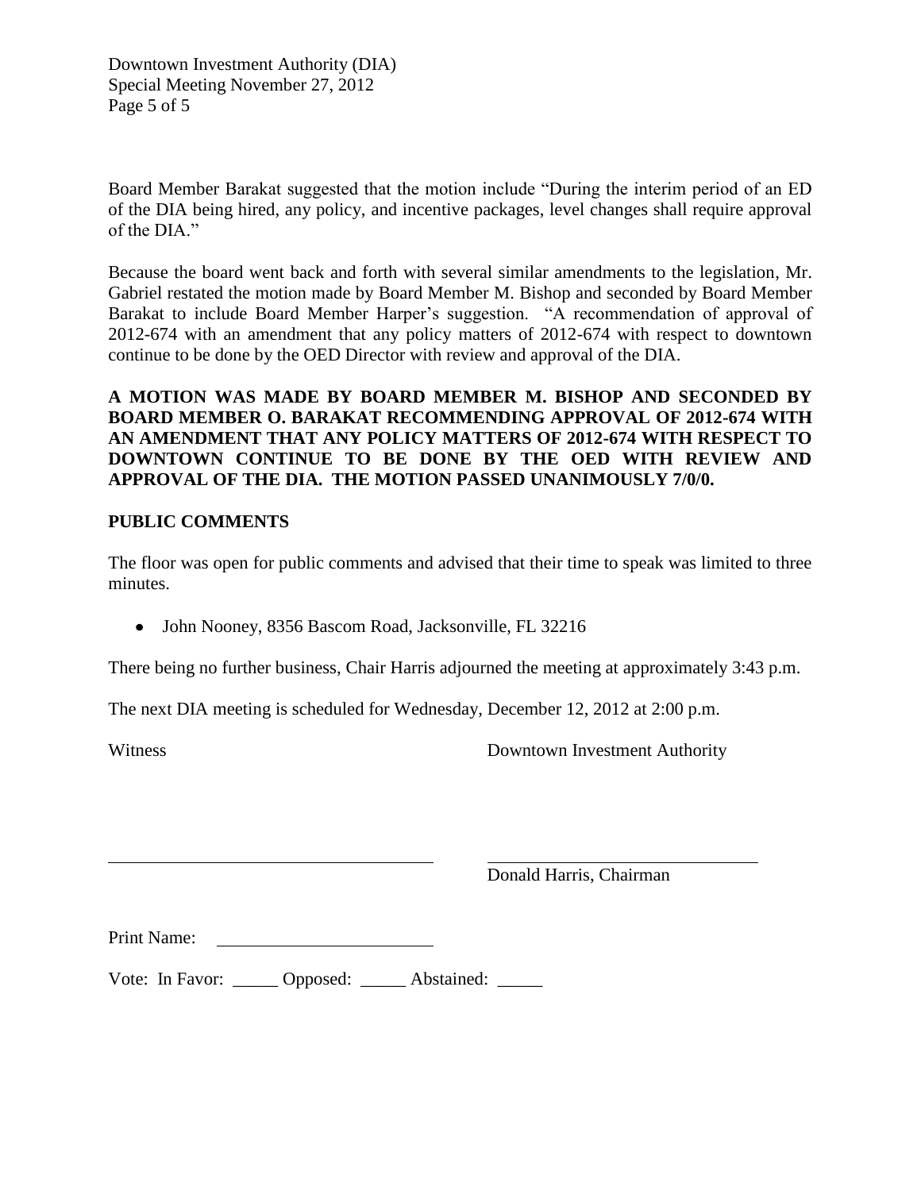Board Member Barakat suggested that the motion include "During the interim period of an ED of the DIA being hired, any policy, and incentive packages, level changes shall require approval of the DIA."

Because the board went back and forth with several similar amendments to the legislation, Mr. Gabriel restated the motion made by Board Member M. Bishop and seconded by Board Member Barakat to include Board Member Harper's suggestion. "A recommendation of approval of 2012-674 with an amendment that any policy matters of 2012-674 with respect to downtown continue to be done by the OED Director with review and approval of the DIA.

**A MOTION WAS MADE BY BOARD MEMBER M. BISHOP AND SECONDED BY BOARD MEMBER O. BARAKAT RECOMMENDING APPROVAL OF 2012-674 WITH AN AMENDMENT THAT ANY POLICY MATTERS OF 2012-674 WITH RESPECT TO DOWNTOWN CONTINUE TO BE DONE BY THE OED WITH REVIEW AND APPROVAL OF THE DIA. THE MOTION PASSED UNANIMOUSLY 7/0/0.**

## PUBLIC COMMENTS

The floor was open for public comments and advised that their time to speak was limited to three minutes.

- John Nooney, 8356 Bascom Road, Jacksonville, FL 32216

There being no further business, Chair Harris adjourned the meeting at approximately 3:43 p.m.

The next DIA meeting is scheduled for Wednesday, December 12, 2012 at 2:00 p.m.

Witness                                        Downtown Investment Authority

______________________________          ______________________________
                                                Donald Harris, Chairman

Print Name: ____________________

Vote: In Favor: _____ Opposed: _____ Abstained: _____